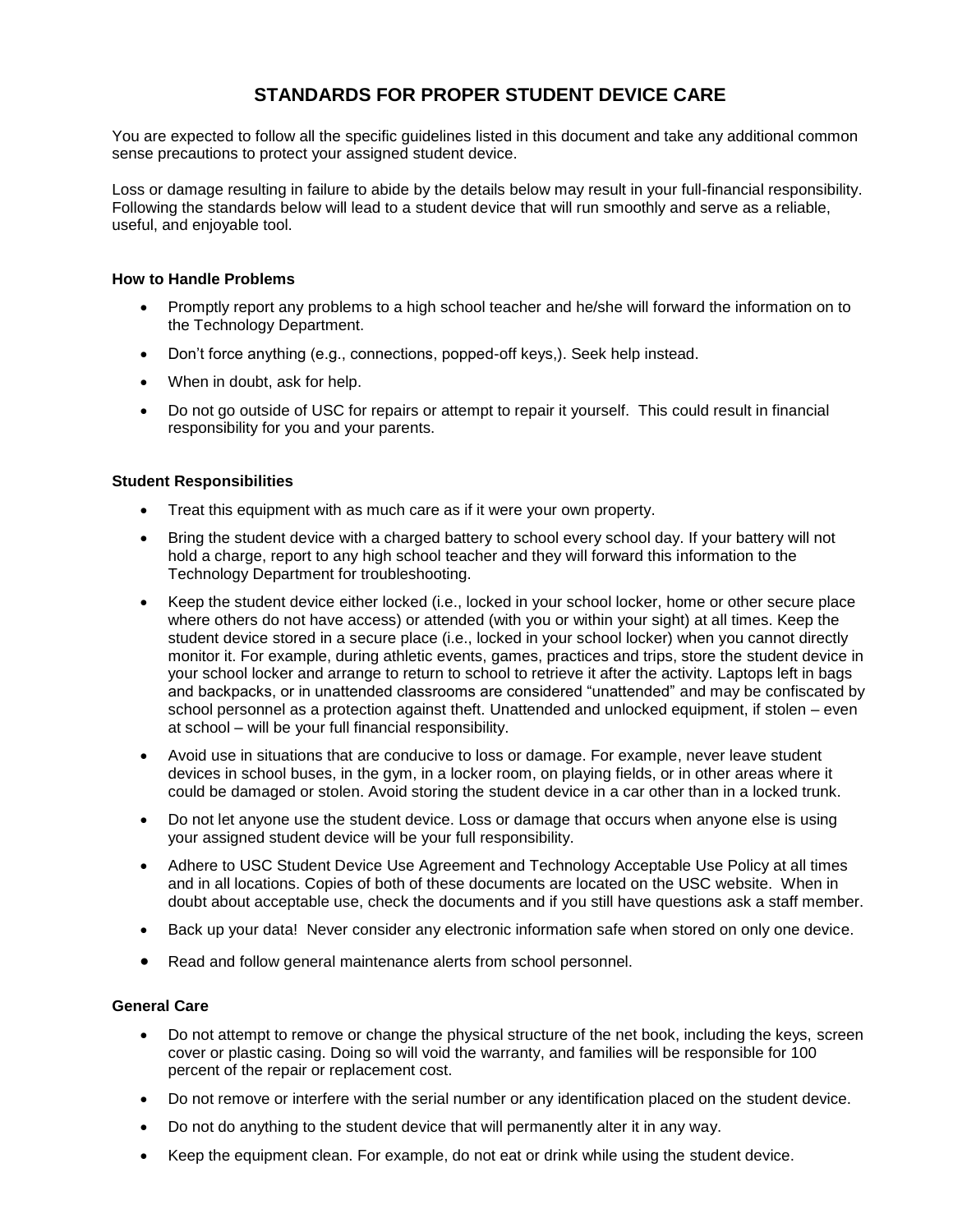# STANDARDS FOR PROPER STUDENT DEVICE CARE

You are expected to follow all the specific guidelines listed in this document and take any additional common sense precautions to protect your assigned student device.

Loss or damage resulting in failure to abide by the details below may result in your full-financial responsibility. Following the standards below will lead to a student device that will run smoothly and serve as a reliable, useful, and enjoyable tool.

**How to Handle Problems**

- Promptly report any problems to a high school teacher and he/she will forward the information on to the Technology Department.
- Don't force anything (e.g., connections, popped-off keys,). Seek help instead.
- When in doubt, ask for help.
- Do not go outside of USC for repairs or attempt to repair it yourself. This could result in financial responsibility for you and your parents.

**Student Responsibilities**

- Treat this equipment with as much care as if it were your own property.
- Bring the student device with a charged battery to school every school day. If your battery will not hold a charge, report to any high school teacher and they will forward this information to the Technology Department for troubleshooting.
- Keep the student device either locked (i.e., locked in your school locker, home or other secure place where others do not have access) or attended (with you or within your sight) at all times. Keep the student device stored in a secure place (i.e., locked in your school locker) when you cannot directly monitor it. For example, during athletic events, games, practices and trips, store the student device in your school locker and arrange to return to school to retrieve it after the activity. Laptops left in bags and backpacks, or in unattended classrooms are considered "unattended" and may be confiscated by school personnel as a protection against theft. Unattended and unlocked equipment, if stolen – even at school – will be your full financial responsibility.
- Avoid use in situations that are conducive to loss or damage. For example, never leave student devices in school buses, in the gym, in a locker room, on playing fields, or in other areas where it could be damaged or stolen. Avoid storing the student device in a car other than in a locked trunk.
- Do not let anyone use the student device. Loss or damage that occurs when anyone else is using your assigned student device will be your full responsibility.
- Adhere to USC Student Device Use Agreement and Technology Acceptable Use Policy at all times and in all locations. Copies of both of these documents are located on the USC website. When in doubt about acceptable use, check the documents and if you still have questions ask a staff member.
- Back up your data! Never consider any electronic information safe when stored on only one device.
- Read and follow general maintenance alerts from school personnel.

**General Care**

- Do not attempt to remove or change the physical structure of the net book, including the keys, screen cover or plastic casing. Doing so will void the warranty, and families will be responsible for 100 percent of the repair or replacement cost.
- Do not remove or interfere with the serial number or any identification placed on the student device.
- Do not do anything to the student device that will permanently alter it in any way.
- Keep the equipment clean. For example, do not eat or drink while using the student device.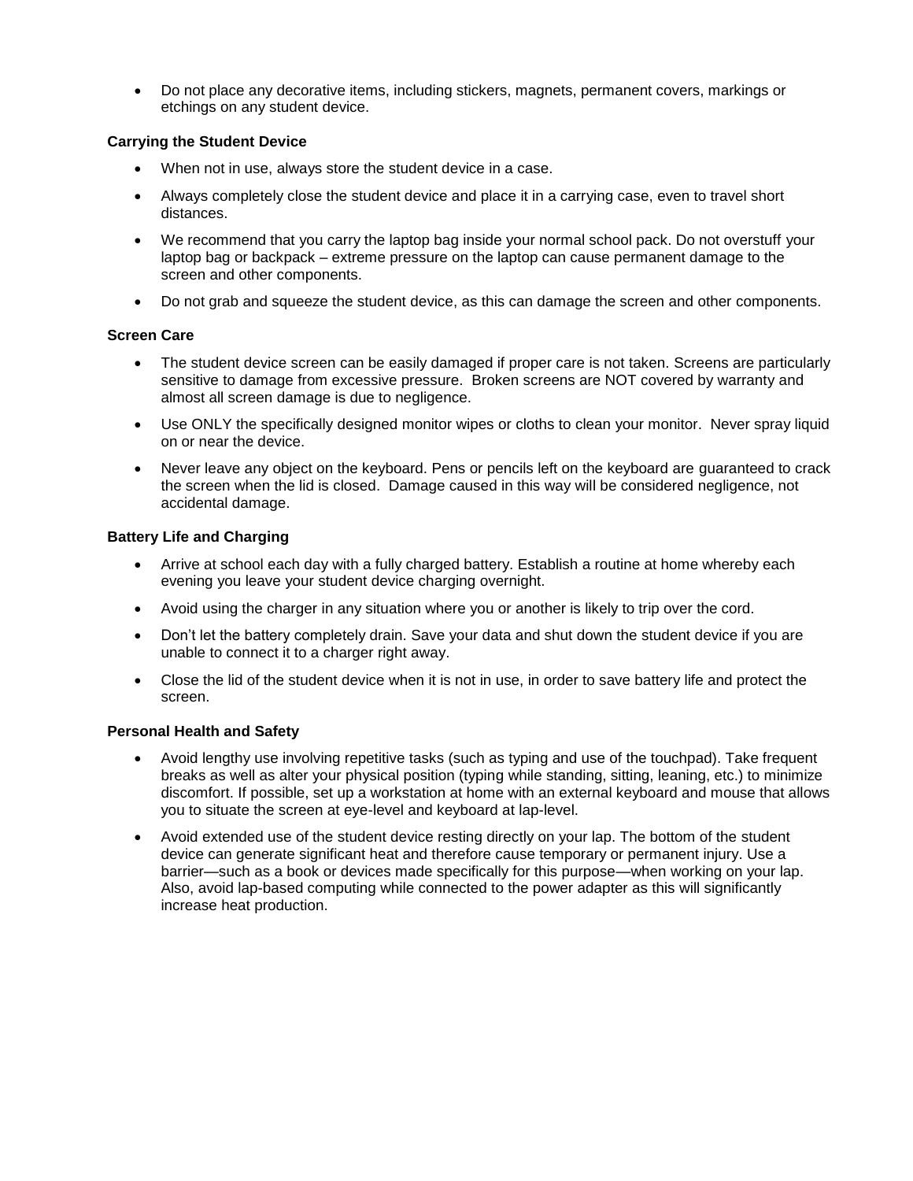- Do not place any decorative items, including stickers, magnets, permanent covers, markings or etchings on any student device.

**Carrying the Student Device**

- When not in use, always store the student device in a case.
- Always completely close the student device and place it in a carrying case, even to travel short distances.
- We recommend that you carry the laptop bag inside your normal school pack. Do not overstuff your laptop bag or backpack – extreme pressure on the laptop can cause permanent damage to the screen and other components.
- Do not grab and squeeze the student device, as this can damage the screen and other components.

**Screen Care**

- The student device screen can be easily damaged if proper care is not taken. Screens are particularly sensitive to damage from excessive pressure. Broken screens are NOT covered by warranty and almost all screen damage is due to negligence.
- Use ONLY the specifically designed monitor wipes or cloths to clean your monitor. Never spray liquid on or near the device.
- Never leave any object on the keyboard. Pens or pencils left on the keyboard are guaranteed to crack the screen when the lid is closed. Damage caused in this way will be considered negligence, not accidental damage.

**Battery Life and Charging**

- Arrive at school each day with a fully charged battery. Establish a routine at home whereby each evening you leave your student device charging overnight.
- Avoid using the charger in any situation where you or another is likely to trip over the cord.
- Don't let the battery completely drain. Save your data and shut down the student device if you are unable to connect it to a charger right away.
- Close the lid of the student device when it is not in use, in order to save battery life and protect the screen.

**Personal Health and Safety**

- Avoid lengthy use involving repetitive tasks (such as typing and use of the touchpad). Take frequent breaks as well as alter your physical position (typing while standing, sitting, leaning, etc.) to minimize discomfort. If possible, set up a workstation at home with an external keyboard and mouse that allows you to situate the screen at eye-level and keyboard at lap-level.
- Avoid extended use of the student device resting directly on your lap. The bottom of the student device can generate significant heat and therefore cause temporary or permanent injury. Use a barrier—such as a book or devices made specifically for this purpose—when working on your lap. Also, avoid lap-based computing while connected to the power adapter as this will significantly increase heat production.